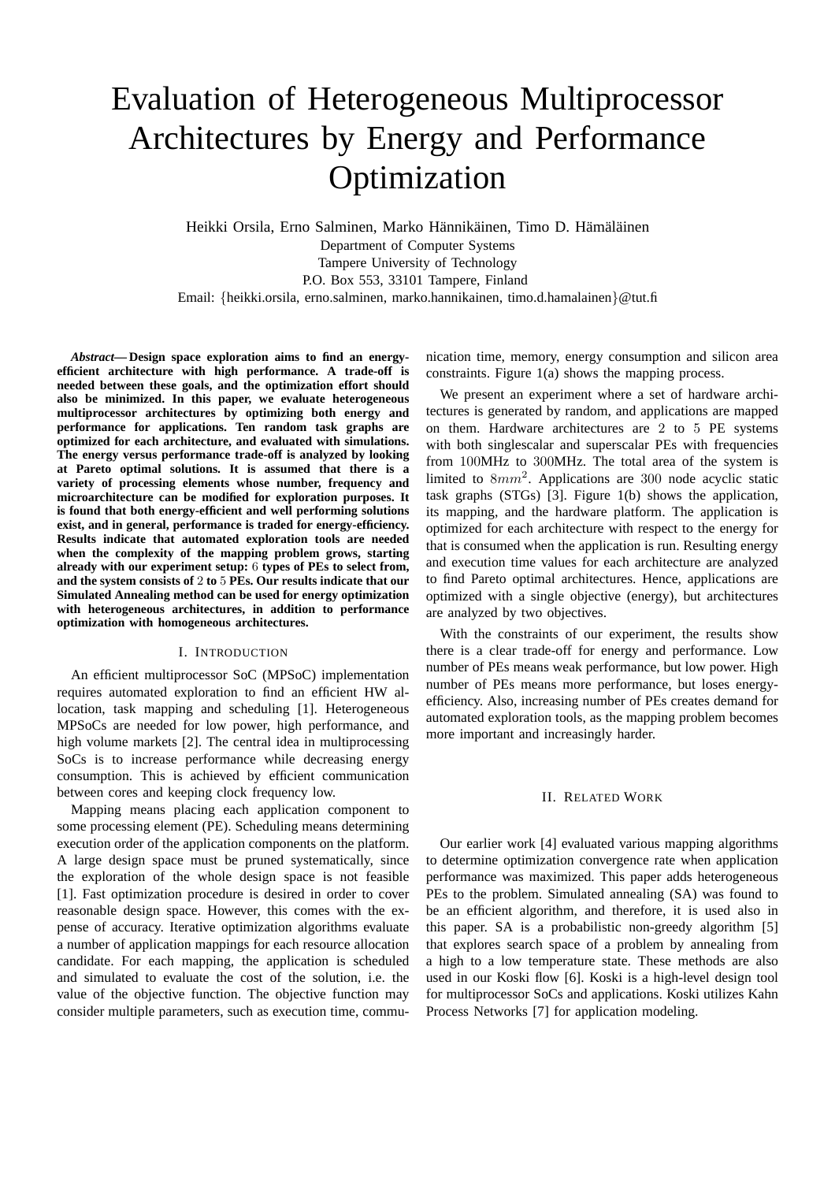# Evaluation of Heterogeneous Multiprocessor Architectures by Energy and Performance Optimization

Heikki Orsila, Erno Salminen, Marko Hännikäinen, Timo D. Hämäläinen
Department of Computer Systems
Tampere University of Technology
P.O. Box 553, 33101 Tampere, Finland
Email: {heikki.orsila, erno.salminen, marko.hannikainen, timo.d.hamalainen}@tut.fi

***Abstract*— Design space exploration aims to find an energy-efficient architecture with high performance. A trade-off is needed between these goals, and the optimization effort should also be minimized. In this paper, we evaluate heterogeneous multiprocessor architectures by optimizing both energy and performance for applications. Ten random task graphs are optimized for each architecture, and evaluated with simulations. The energy versus performance trade-off is analyzed by looking at Pareto optimal solutions. It is assumed that there is a variety of processing elements whose number, frequency and microarchitecture can be modified for exploration purposes. It is found that both energy-efficient and well performing solutions exist, and in general, performance is traded for energy-efficiency. Results indicate that automated exploration tools are needed when the complexity of the mapping problem grows, starting already with our experiment setup: $6$ types of PEs to select from, and the system consists of $2$ to $5$ PEs. Our results indicate that our Simulated Annealing method can be used for energy optimization with heterogeneous architectures, in addition to performance optimization with homogeneous architectures.**

## I. Introduction

An efficient multiprocessor SoC (MPSoC) implementation requires automated exploration to find an efficient HW allocation, task mapping and scheduling [1]. Heterogeneous MPSoCs are needed for low power, high performance, and high volume markets [2]. The central idea in multiprocessing SoCs is to increase performance while decreasing energy consumption. This is achieved by efficient communication between cores and keeping clock frequency low.

Mapping means placing each application component to some processing element (PE). Scheduling means determining execution order of the application components on the platform. A large design space must be pruned systematically, since the exploration of the whole design space is not feasible [1]. Fast optimization procedure is desired in order to cover reasonable design space. However, this comes with the expense of accuracy. Iterative optimization algorithms evaluate a number of application mappings for each resource allocation candidate. For each mapping, the application is scheduled and simulated to evaluate the cost of the solution, i.e. the value of the objective function. The objective function may consider multiple parameters, such as execution time, communication time, memory, energy consumption and silicon area constraints. Figure 1(a) shows the mapping process.

We present an experiment where a set of hardware architectures is generated by random, and applications are mapped on them. Hardware architectures are $2$ to $5$ PE systems with both singlescalar and superscalar PEs with frequencies from $100$MHz to $300$MHz. The total area of the system is limited to $8mm^2$. Applications are $300$ node acyclic static task graphs (STGs) [3]. Figure 1(b) shows the application, its mapping, and the hardware platform. The application is optimized for each architecture with respect to the energy for that is consumed when the application is run. Resulting energy and execution time values for each architecture are analyzed to find Pareto optimal architectures. Hence, applications are optimized with a single objective (energy), but architectures are analyzed by two objectives.

With the constraints of our experiment, the results show there is a clear trade-off for energy and performance. Low number of PEs means weak performance, but low power. High number of PEs means more performance, but loses energy-efficiency. Also, increasing number of PEs creates demand for automated exploration tools, as the mapping problem becomes more important and increasingly harder.

## II. Related Work

Our earlier work [4] evaluated various mapping algorithms to determine optimization convergence rate when application performance was maximized. This paper adds heterogeneous PEs to the problem. Simulated annealing (SA) was found to be an efficient algorithm, and therefore, it is used also in this paper. SA is a probabilistic non-greedy algorithm [5] that explores search space of a problem by annealing from a high to a low temperature state. These methods are also used in our Koski flow [6]. Koski is a high-level design tool for multiprocessor SoCs and applications. Koski utilizes Kahn Process Networks [7] for application modeling.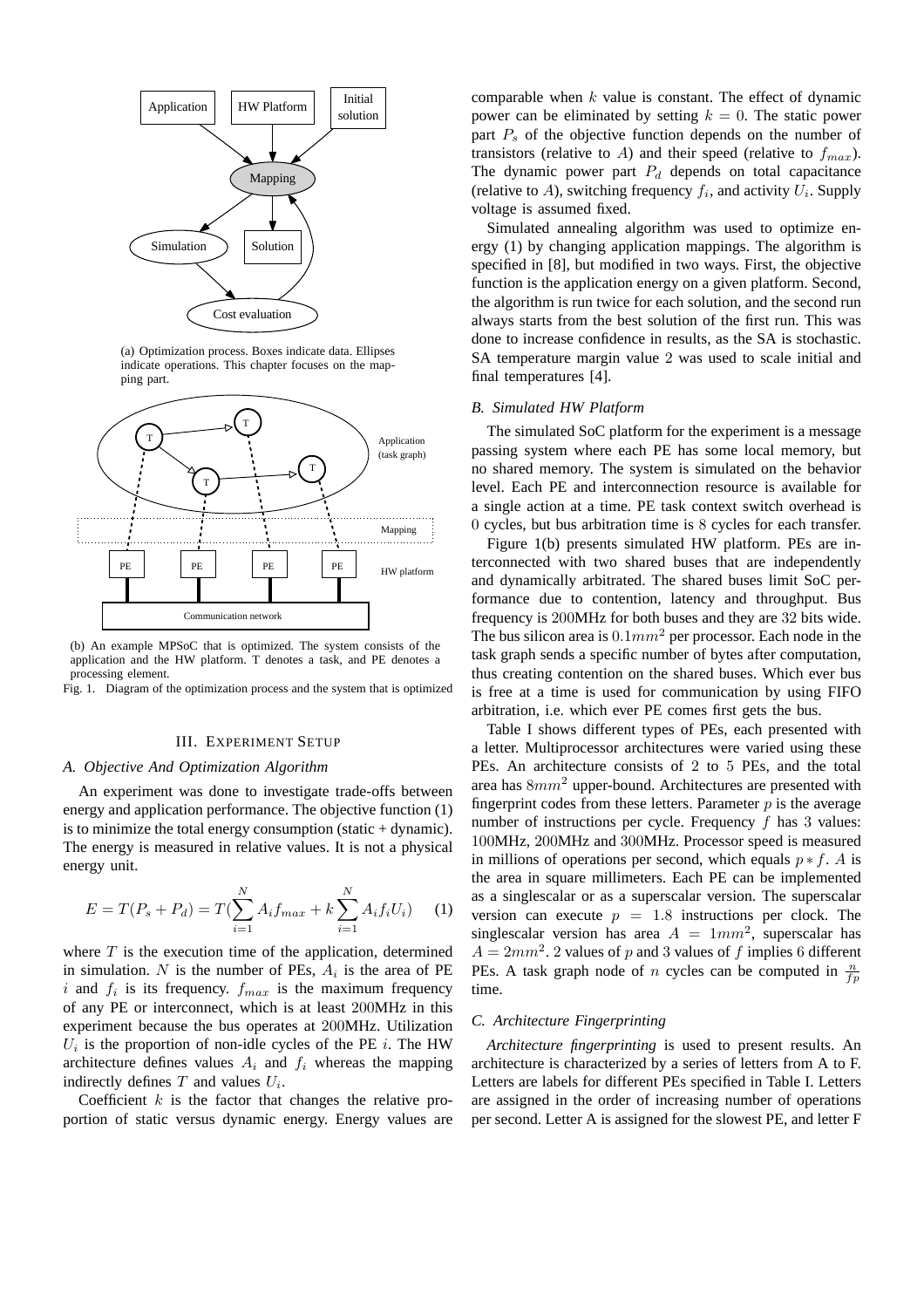(a) Optimization process. Boxes indicate data. Ellipses indicate operations. This chapter focuses on the mapping part.

(b) An example MPSoC that is optimized. The system consists of the application and the HW platform. T denotes a task, and PE denotes a processing element.

Fig. 1. Diagram of the optimization process and the system that is optimized

## III. Experiment Setup

### A. Objective And Optimization Algorithm

An experiment was done to investigate trade-offs between energy and application performance. The objective function (1) is to minimize the total energy consumption (static + dynamic). The energy is measured in relative values. It is not a physical energy unit.

$$E = T(P_s + P_d) = T(\sum_{i=1}^{N} A_i f_{max} + k \sum_{i=1}^{N} A_i f_i U_i) \quad (1)$$

where $T$ is the execution time of the application, determined in simulation. $N$ is the number of PEs, $A_i$ is the area of PE $i$ and $f_i$ is its frequency. $f_{max}$ is the maximum frequency of any PE or interconnect, which is at least 200MHz in this experiment because the bus operates at 200MHz. Utilization $U_i$ is the proportion of non-idle cycles of the PE $i$. The HW architecture defines values $A_i$ and $f_i$ whereas the mapping indirectly defines $T$ and values $U_i$.

Coefficient $k$ is the factor that changes the relative proportion of static versus dynamic energy. Energy values are comparable when $k$ value is constant. The effect of dynamic power can be eliminated by setting $k = 0$. The static power part $P_s$ of the objective function depends on the number of transistors (relative to $A$) and their speed (relative to $f_{max}$). The dynamic power part $P_d$ depends on total capacitance (relative to $A$), switching frequency $f_i$, and activity $U_i$. Supply voltage is assumed fixed.

Simulated annealing algorithm was used to optimize energy (1) by changing application mappings. The algorithm is specified in [8], but modified in two ways. First, the objective function is the application energy on a given platform. Second, the algorithm is run twice for each solution, and the second run always starts from the best solution of the first run. This was done to increase confidence in results, as the SA is stochastic. SA temperature margin value 2 was used to scale initial and final temperatures [4].

### B. Simulated HW Platform

The simulated SoC platform for the experiment is a message passing system where each PE has some local memory, but no shared memory. The system is simulated on the behavior level. Each PE and interconnection resource is available for a single action at a time. PE task context switch overhead is 0 cycles, but bus arbitration time is 8 cycles for each transfer.

Figure 1(b) presents simulated HW platform. PEs are interconnected with two shared buses that are independently and dynamically arbitrated. The shared buses limit SoC performance due to contention, latency and throughput. Bus frequency is 200MHz for both buses and they are 32 bits wide. The bus silicon area is $0.1mm^2$ per processor. Each node in the task graph sends a specific number of bytes after computation, thus creating contention on the shared buses. Which ever bus is free at a time is used for communication by using FIFO arbitration, i.e. which ever PE comes first gets the bus.

Table I shows different types of PEs, each presented with a letter. Multiprocessor architectures were varied using these PEs. An architecture consists of 2 to 5 PEs, and the total area has $8mm^2$ upper-bound. Architectures are presented with fingerprint codes from these letters. Parameter $p$ is the average number of instructions per cycle. Frequency $f$ has 3 values: 100MHz, 200MHz and 300MHz. Processor speed is measured in millions of operations per second, which equals $p * f$. $A$ is the area in square millimeters. Each PE can be implemented as a singlescalar or as a superscalar version. The superscalar version can execute $p = 1.8$ instructions per clock. The singlescalar version has area $A = 1mm^2$, superscalar has $A = 2mm^2$. 2 values of $p$ and 3 values of $f$ implies 6 different PEs. A task graph node of $n$ cycles can be computed in $\frac{n}{fp}$ time.

### C. Architecture Fingerprinting

*Architecture fingerprinting* is used to present results. An architecture is characterized by a series of letters from A to F. Letters are labels for different PEs specified in Table I. Letters are assigned in the order of increasing number of operations per second. Letter A is assigned for the slowest PE, and letter F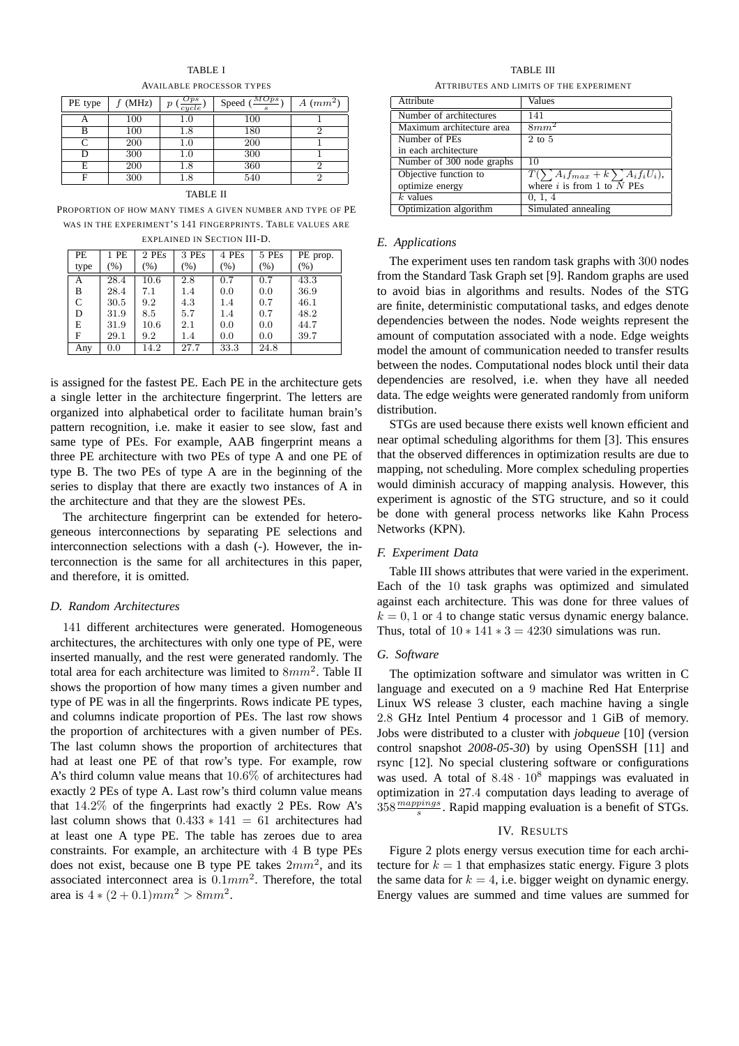TABLE I

AVAILABLE PROCESSOR TYPES

| PE type | $f$ (MHz) | $p$ ($\frac{Ops}{cycle}$) | Speed ($\frac{MOps}{s}$) | $A$ ($mm^2$) |
|---|---|---|---|---|
| A | 100 | 1.0 | 100 | 1 |
| B | 100 | 1.8 | 180 | 2 |
| C | 200 | 1.0 | 200 | 1 |
| D | 300 | 1.0 | 300 | 1 |
| E | 200 | 1.8 | 360 | 2 |
| F | 300 | 1.8 | 540 | 2 |

TABLE II

PROPORTION OF HOW MANY TIMES A GIVEN NUMBER AND TYPE OF PE WAS IN THE EXPERIMENT'S 141 FINGERPRINTS. TABLE VALUES ARE EXPLAINED IN SECTION III-D.

| PE type | 1 PE (%) | 2 PEs (%) | 3 PEs (%) | 4 PEs (%) | 5 PEs (%) | PE prop. (%) |
|---|---|---|---|---|---|---|
| A | 28.4 | 10.6 | 2.8 | 0.7 | 0.7 | 43.3 |
| B | 28.4 | 7.1 | 1.4 | 0.0 | 0.0 | 36.9 |
| C | 30.5 | 9.2 | 4.3 | 1.4 | 0.7 | 46.1 |
| D | 31.9 | 8.5 | 5.7 | 1.4 | 0.7 | 48.2 |
| E | 31.9 | 10.6 | 2.1 | 0.0 | 0.0 | 44.7 |
| F | 29.1 | 9.2 | 1.4 | 0.0 | 0.0 | 39.7 |
| Any | 0.0 | 14.2 | 27.7 | 33.3 | 24.8 | |

is assigned for the fastest PE. Each PE in the architecture gets a single letter in the architecture fingerprint. The letters are organized into alphabetical order to facilitate human brain's pattern recognition, i.e. make it easier to see slow, fast and same type of PEs. For example, AAB fingerprint means a three PE architecture with two PEs of type A and one PE of type B. The two PEs of type A are in the beginning of the series to display that there are exactly two instances of A in the architecture and that they are the slowest PEs.

The architecture fingerprint can be extended for heterogeneous interconnections by separating PE selections and interconnection selections with a dash (-). However, the interconnection is the same for all architectures in this paper, and therefore, it is omitted.

### *D. Random Architectures*

141 different architectures were generated. Homogeneous architectures, the architectures with only one type of PE, were inserted manually, and the rest were generated randomly. The total area for each architecture was limited to $8mm^2$. Table II shows the proportion of how many times a given number and type of PE was in all the fingerprints. Rows indicate PE types, and columns indicate proportion of PEs. The last row shows the proportion of architectures with a given number of PEs. The last column shows the proportion of architectures that had at least one PE of that row's type. For example, row A's third column value means that $10.6\%$ of architectures had exactly 2 PEs of type A. Last row's third column value means that $14.2\%$ of the fingerprints had exactly 2 PEs. Row A's last column shows that $0.433 * 141 = 61$ architectures had at least one A type PE. The table has zeroes due to area constraints. For example, an architecture with 4 B type PEs does not exist, because one B type PE takes $2mm^2$, and its associated interconnect area is $0.1mm^2$. Therefore, the total area is $4 * (2 + 0.1)mm^2 > 8mm^2$.

TABLE III

ATTRIBUTES AND LIMITS OF THE EXPERIMENT

| Attribute | Values |
|---|---|
| Number of architectures | 141 |
| Maximum architecture area | $8mm^2$ |
| Number of PEs in each architecture | 2 to 5 |
| Number of 300 node graphs | 10 |
| Objective function to optimize energy | $T(\sum A_i f_{max} + k \sum A_i f_i U_i)$, where $i$ is from 1 to $N$ PEs |
| $k$ values | 0, 1, 4 |
| Optimization algorithm | Simulated annealing |

### *E. Applications*

The experiment uses ten random task graphs with 300 nodes from the Standard Task Graph set [9]. Random graphs are used to avoid bias in algorithms and results. Nodes of the STG are finite, deterministic computational tasks, and edges denote dependencies between the nodes. Node weights represent the amount of computation associated with a node. Edge weights model the amount of communication needed to transfer results between the nodes. Computational nodes block until their data dependencies are resolved, i.e. when they have all needed data. The edge weights were generated randomly from uniform distribution.

STGs are used because there exists well known efficient and near optimal scheduling algorithms for them [3]. This ensures that the observed differences in optimization results are due to mapping, not scheduling. More complex scheduling properties would diminish accuracy of mapping analysis. However, this experiment is agnostic of the STG structure, and so it could be done with general process networks like Kahn Process Networks (KPN).

### *F. Experiment Data*

Table III shows attributes that were varied in the experiment. Each of the 10 task graphs was optimized and simulated against each architecture. This was done for three values of $k = 0, 1$ or 4 to change static versus dynamic energy balance. Thus, total of $10 * 141 * 3 = 4230$ simulations was run.

### *G. Software*

The optimization software and simulator was written in C language and executed on a 9 machine Red Hat Enterprise Linux WS release 3 cluster, each machine having a single 2.8 GHz Intel Pentium 4 processor and 1 GiB of memory. Jobs were distributed to a cluster with *jobqueue* [10] (version control snapshot *2008-05-30*) by using OpenSSH [11] and rsync [12]. No special clustering software or configurations was used. A total of $8.48 \cdot 10^8$ mappings was evaluated in optimization in 27.4 computation days leading to average of $358 \frac{mappings}{s}$. Rapid mapping evaluation is a benefit of STGs.

## IV. RESULTS

Figure 2 plots energy versus execution time for each architecture for $k = 1$ that emphasizes static energy. Figure 3 plots the same data for $k = 4$, i.e. bigger weight on dynamic energy. Energy values are summed and time values are summed for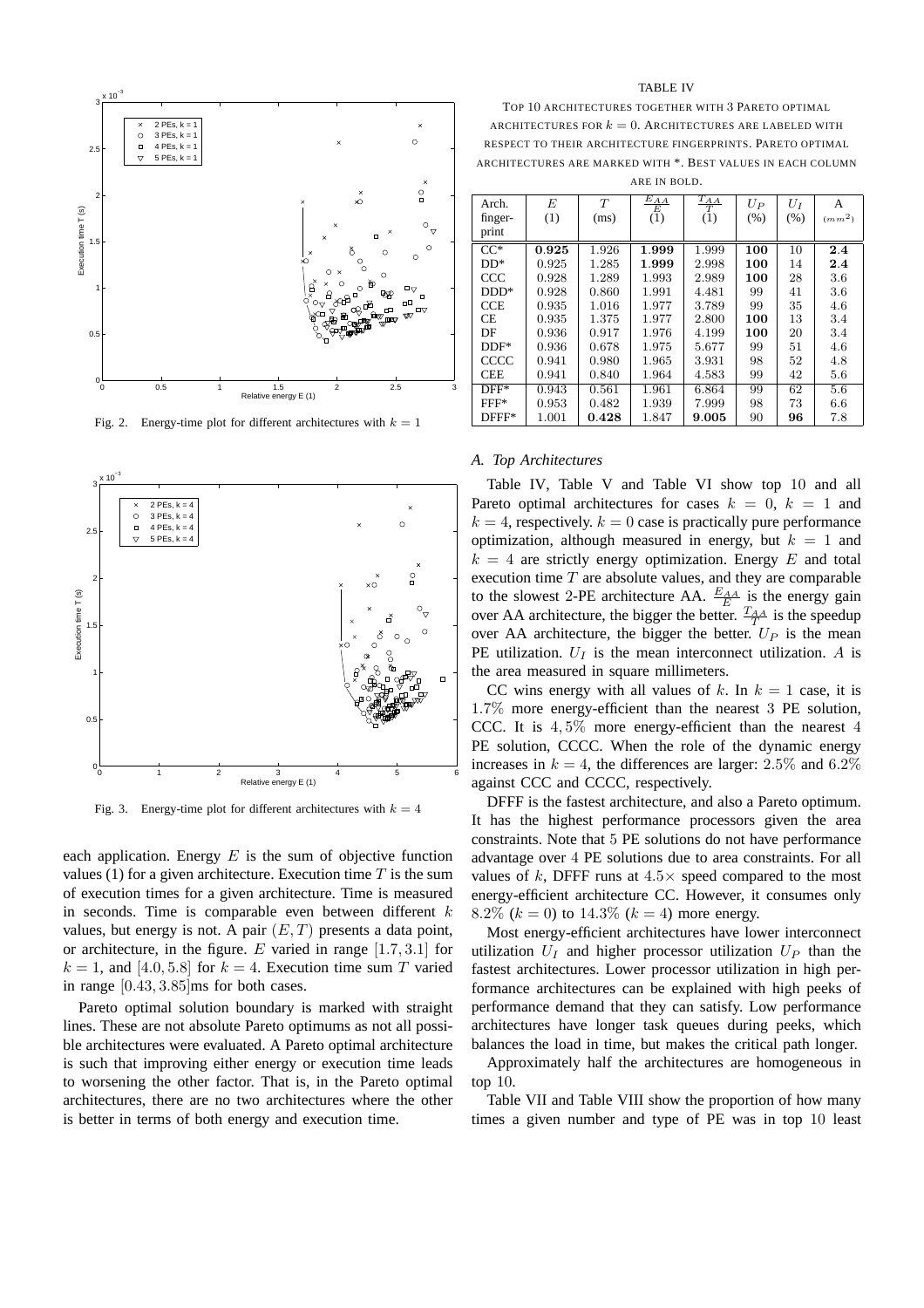Fig. 2. Energy-time plot for different architectures with $k = 1$

Fig. 3. Energy-time plot for different architectures with $k = 4$

each application. Energy $E$ is the sum of objective function values (1) for a given architecture. Execution time $T$ is the sum of execution times for a given architecture. Time is measured in seconds. Time is comparable even between different $k$ values, but energy is not. A pair $(E, T)$ presents a data point, or architecture, in the figure. $E$ varied in range $[1.7, 3.1]$ for $k = 1$, and $[4.0, 5.8]$ for $k = 4$. Execution time sum $T$ varied in range $[0.43, 3.85]$ms for both cases.

Pareto optimal solution boundary is marked with straight lines. These are not absolute Pareto optimums as not all possible architectures were evaluated. A Pareto optimal architecture is such that improving either energy or execution time leads to worsening the other factor. That is, in the Pareto optimal architectures, there are no two architectures where the other is better in terms of both energy and execution time.

TABLE IV

TOP 10 ARCHITECTURES TOGETHER WITH 3 PARETO OPTIMAL ARCHITECTURES FOR $k = 0$. ARCHITECTURES ARE LABELED WITH RESPECT TO THEIR ARCHITECTURE FINGERPRINTS. PARETO OPTIMAL ARCHITECTURES ARE MARKED WITH *. BEST VALUES IN EACH COLUMN ARE IN BOLD.

| Arch. finger-print | $E$ (1) | $T$ (ms) | $\frac{E_{AA}}{E}$ (1) | $\frac{T_{AA}}{T}$ (1) | $U_P$ (%) | $U_I$ (%) | A ($mm^2$) |
|---|---|---|---|---|---|---|---|
| CC* | **0.925** | 1.926 | **1.999** | 1.999 | **100** | 10 | **2.4** |
| DD* | 0.925 | 1.285 | **1.999** | 2.998 | **100** | 14 | **2.4** |
| CCC | 0.928 | 1.289 | 1.993 | 2.989 | **100** | 28 | 3.6 |
| DDD* | 0.928 | 0.860 | 1.991 | 4.481 | 99 | 41 | 3.6 |
| CCE | 0.935 | 1.016 | 1.977 | 3.789 | 99 | 35 | 4.6 |
| CE | 0.935 | 1.375 | 1.977 | 2.800 | **100** | 13 | 3.4 |
| DF | 0.936 | 0.917 | 1.976 | 4.199 | **100** | 20 | 3.4 |
| DDF* | 0.936 | 0.678 | 1.975 | 5.677 | 99 | 51 | 4.6 |
| CCCC | 0.941 | 0.980 | 1.965 | 3.931 | 98 | 52 | 4.8 |
| CEE | 0.941 | 0.840 | 1.964 | 4.583 | 99 | 42 | 5.6 |
| DFF* | 0.943 | 0.561 | 1.961 | 6.864 | 99 | 62 | 5.6 |
| FFF* | 0.953 | 0.482 | 1.939 | 7.999 | 98 | 73 | 6.6 |
| DFFF* | 1.001 | **0.428** | 1.847 | **9.005** | 90 | **96** | 7.8 |

### A. Top Architectures

Table IV, Table V and Table VI show top 10 and all Pareto optimal architectures for cases $k = 0$, $k = 1$ and $k = 4$, respectively. $k = 0$ case is practically pure performance optimization, although measured in energy, but $k = 1$ and $k = 4$ are strictly energy optimization. Energy $E$ and total execution time $T$ are absolute values, and they are comparable to the slowest 2-PE architecture AA. $\frac{E_{AA}}{E}$ is the energy gain over AA architecture, the bigger the better. $\frac{T_{AA}}{T}$ is the speedup over AA architecture, the bigger the better. $U_P$ is the mean PE utilization. $U_I$ is the mean interconnect utilization. $A$ is the area measured in square millimeters.

CC wins energy with all values of $k$. In $k = 1$ case, it is $1.7\%$ more energy-efficient than the nearest 3 PE solution, CCC. It is $4,5\%$ more energy-efficient than the nearest 4 PE solution, CCCC. When the role of the dynamic energy increases in $k = 4$, the differences are larger: $2.5\%$ and $6.2\%$ against CCC and CCCC, respectively.

DFFF is the fastest architecture, and also a Pareto optimum. It has the highest performance processors given the area constraints. Note that 5 PE solutions do not have performance advantage over 4 PE solutions due to area constraints. For all values of $k$, DFFF runs at $4.5\times$ speed compared to the most energy-efficient architecture CC. However, it consumes only $8.2\%$ ($k = 0$) to $14.3\%$ ($k = 4$) more energy.

Most energy-efficient architectures have lower interconnect utilization $U_I$ and higher processor utilization $U_P$ than the fastest architectures. Lower processor utilization in high performance architectures can be explained with high peeks of performance demand that they can satisfy. Low performance architectures have longer task queues during peeks, which balances the load in time, but makes the critical path longer.

Approximately half the architectures are homogeneous in top 10.

Table VII and Table VIII show the proportion of how many times a given number and type of PE was in top 10 least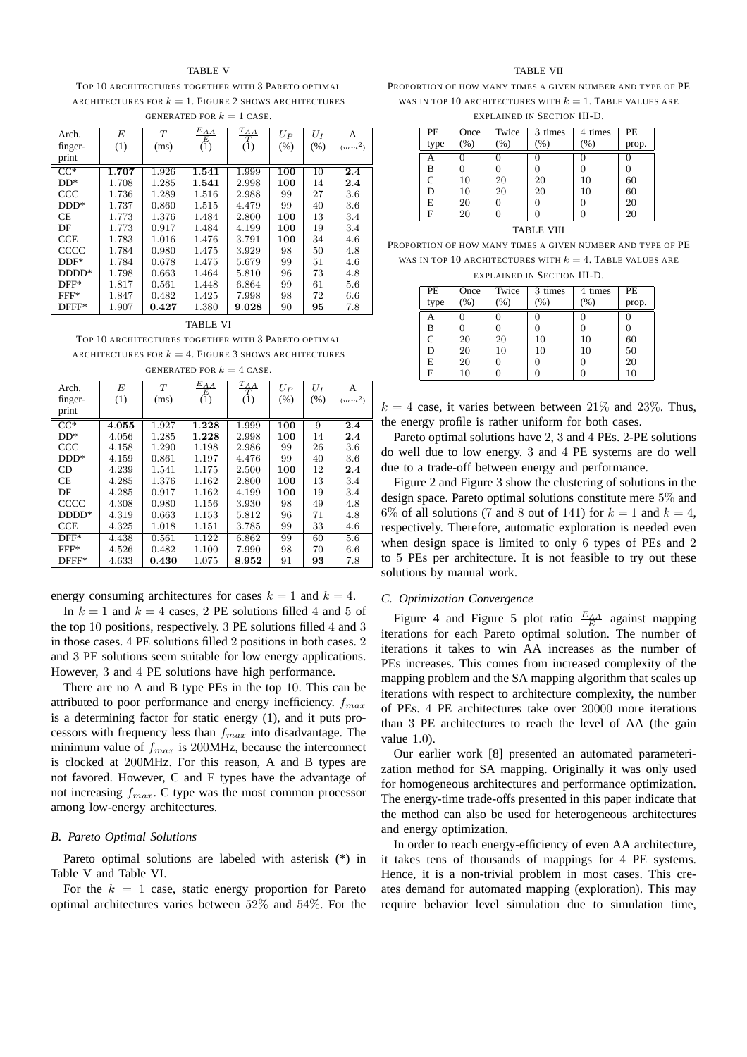TABLE V

Top 10 architectures together with 3 Pareto optimal architectures for $k = 1$. Figure 2 shows architectures generated for $k = 1$ case.

| Arch. finger-print | $E$ (1) | $T$ (ms) | $\frac{E_{AA}}{E}$ (1) | $\frac{T_{AA}}{T}$ (1) | $U_P$ (%) | $U_I$ (%) | A ($mm^2$) |
|---|---|---|---|---|---|---|---|
| CC* | **1.707** | 1.926 | **1.541** | 1.999 | **100** | 10 | **2.4** |
| DD* | 1.708 | 1.285 | **1.541** | 2.998 | **100** | 14 | **2.4** |
| CCC | 1.736 | 1.289 | 1.516 | 2.988 | 99 | 27 | 3.6 |
| DDD* | 1.737 | 0.860 | 1.515 | 4.479 | 99 | 40 | 3.6 |
| CE | 1.773 | 1.376 | 1.484 | 2.800 | **100** | 13 | 3.4 |
| DF | 1.773 | 0.917 | 1.484 | 4.199 | **100** | 19 | 3.4 |
| CCE | 1.783 | 1.016 | 1.476 | 3.791 | **100** | 34 | 4.6 |
| CCCC | 1.784 | 0.980 | 1.475 | 3.929 | 98 | 50 | 4.8 |
| DDF* | 1.784 | 0.678 | 1.475 | 5.679 | 99 | 51 | 4.6 |
| DDDD* | 1.798 | 0.663 | 1.464 | 5.810 | 96 | 73 | 4.8 |
| DFF* | 1.817 | 0.561 | 1.448 | 6.864 | 99 | 61 | 5.6 |
| FFF* | 1.847 | 0.482 | 1.425 | 7.998 | 98 | 72 | 6.6 |
| DFFF* | 1.907 | **0.427** | 1.380 | **9.028** | 90 | **95** | 7.8 |

TABLE VI

Top 10 architectures together with 3 Pareto optimal architectures for $k = 4$. Figure 3 shows architectures generated for $k = 4$ case.

| Arch. finger-print | $E$ (1) | $T$ (ms) | $\frac{E_{AA}}{E}$ (1) | $\frac{T_{AA}}{T}$ (1) | $U_P$ (%) | $U_I$ (%) | A ($mm^2$) |
|---|---|---|---|---|---|---|---|
| CC* | **4.055** | 1.927 | **1.228** | 1.999 | **100** | 9 | **2.4** |
| DD* | 4.056 | 1.285 | **1.228** | 2.998 | **100** | 14 | **2.4** |
| CCC | 4.158 | 1.290 | 1.198 | 2.986 | 99 | 26 | 3.6 |
| DDD* | 4.159 | 0.861 | 1.197 | 4.476 | 99 | 40 | 3.6 |
| CD | 4.239 | 1.541 | 1.175 | 2.500 | **100** | 12 | **2.4** |
| CE | 4.285 | 1.376 | 1.162 | 2.800 | **100** | 13 | 3.4 |
| DF | 4.285 | 0.917 | 1.162 | 4.199 | **100** | 19 | 3.4 |
| CCCC | 4.308 | 0.980 | 1.156 | 3.930 | 98 | 49 | 4.8 |
| DDDD* | 4.319 | 0.663 | 1.153 | 5.812 | 96 | 71 | 4.8 |
| CCE | 4.325 | 1.018 | 1.151 | 3.785 | 99 | 33 | 4.6 |
| DFF* | 4.438 | 0.561 | 1.122 | 6.862 | 99 | 60 | 5.6 |
| FFF* | 4.526 | 0.482 | 1.100 | 7.990 | 98 | 70 | 6.6 |
| DFFF* | 4.633 | **0.430** | 1.075 | **8.952** | 91 | **93** | 7.8 |

energy consuming architectures for cases $k = 1$ and $k = 4$.

In $k = 1$ and $k = 4$ cases, 2 PE solutions filled 4 and 5 of the top 10 positions, respectively. 3 PE solutions filled 4 and 3 in those cases. 4 PE solutions filled 2 positions in both cases. 2 and 3 PE solutions seem suitable for low energy applications. However, 3 and 4 PE solutions have high performance.

There are no A and B type PEs in the top 10. This can be attributed to poor performance and energy inefficiency. $f_{max}$ is a determining factor for static energy (1), and it puts processors with frequency less than $f_{max}$ into disadvantage. The minimum value of $f_{max}$ is 200MHz, because the interconnect is clocked at 200MHz. For this reason, A and B types are not favored. However, C and E types have the advantage of not increasing $f_{max}$. C type was the most common processor among low-energy architectures.

### B. Pareto Optimal Solutions

Pareto optimal solutions are labeled with asterisk (*) in Table V and Table VI.

For the $k = 1$ case, static energy proportion for Pareto optimal architectures varies between 52% and 54%. For the $k = 4$ case, it varies between between 21% and 23%. Thus, the energy profile is rather uniform for both cases.

Pareto optimal solutions have 2, 3 and 4 PEs. 2-PE solutions do well due to low energy. 3 and 4 PE systems are do well due to a trade-off between energy and performance.

Figure 2 and Figure 3 show the clustering of solutions in the design space. Pareto optimal solutions constitute mere 5% and 6% of all solutions (7 and 8 out of 141) for $k = 1$ and $k = 4$, respectively. Therefore, automatic exploration is needed even when design space is limited to only 6 types of PEs and 2 to 5 PEs per architecture. It is not feasible to try out these solutions by manual work.

TABLE VII

Proportion of how many times a given number and type of PE was in top 10 architectures with $k = 1$. Table values are explained in Section III-D.

| PE type | Once (%) | Twice (%) | 3 times (%) | 4 times (%) | PE prop. |
|---|---|---|---|---|---|
| A | 0 | 0 | 0 | 0 | 0 |
| B | 0 | 0 | 0 | 0 | 0 |
| C | 10 | 20 | 20 | 10 | 60 |
| D | 10 | 20 | 20 | 10 | 60 |
| E | 20 | 0 | 0 | 0 | 20 |
| F | 20 | 0 | 0 | 0 | 20 |

TABLE VIII

Proportion of how many times a given number and type of PE was in top 10 architectures with $k = 4$. Table values are explained in Section III-D.

| PE type | Once (%) | Twice (%) | 3 times (%) | 4 times (%) | PE prop. |
|---|---|---|---|---|---|
| A | 0 | 0 | 0 | 0 | 0 |
| B | 0 | 0 | 0 | 0 | 0 |
| C | 20 | 20 | 10 | 10 | 60 |
| D | 20 | 10 | 10 | 10 | 50 |
| E | 20 | 0 | 0 | 0 | 20 |
| F | 10 | 0 | 0 | 0 | 10 |

### C. Optimization Convergence

Figure 4 and Figure 5 plot ratio $\frac{E_{AA}}{E}$ against mapping iterations for each Pareto optimal solution. The number of iterations it takes to win AA increases as the number of PEs increases. This comes from increased complexity of the mapping problem and the SA mapping algorithm that scales up iterations with respect to architecture complexity, the number of PEs. 4 PE architectures take over 20000 more iterations than 3 PE architectures to reach the level of AA (the gain value 1.0).

Our earlier work [8] presented an automated parameterization method for SA mapping. Originally it was only used for homogeneous architectures and performance optimization. The energy-time trade-offs presented in this paper indicate that the method can also be used for heterogeneous architectures and energy optimization.

In order to reach energy-efficiency of even AA architecture, it takes tens of thousands of mappings for 4 PE systems. Hence, it is a non-trivial problem in most cases. This creates demand for automated mapping (exploration). This may require behavior level simulation due to simulation time,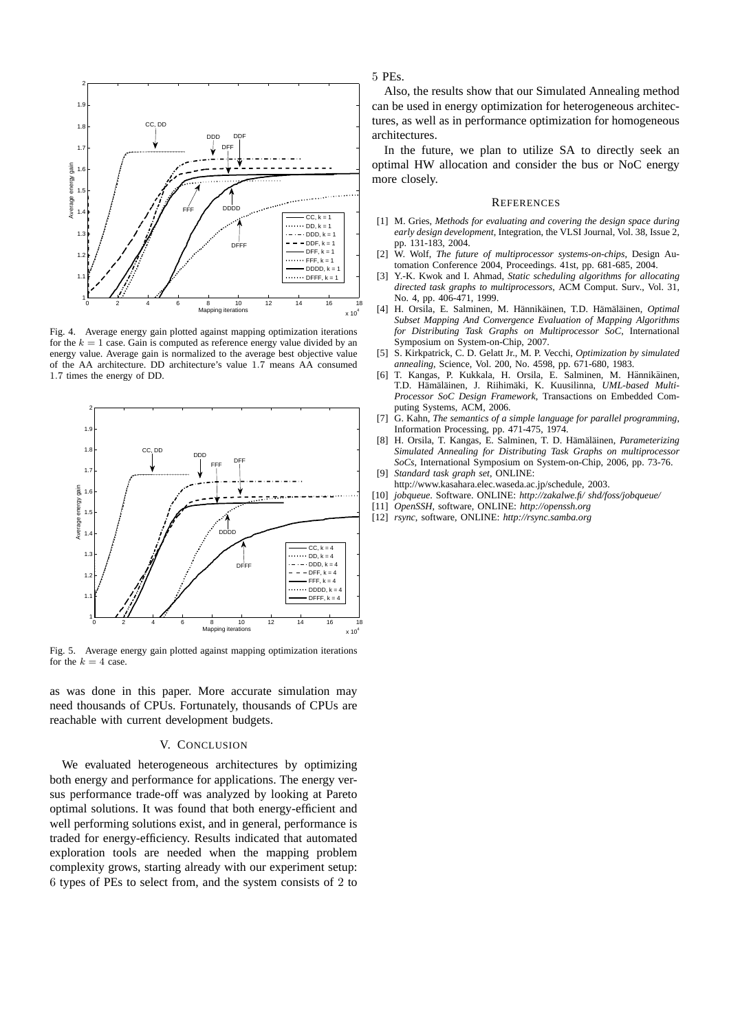2

1.9

1.8

1.7

1.6

1.5

1.4

1.3

1.2

1.1

1

Average energy gain

0 2 4 6 8 10 12 14 16 18

Mapping iterations

x 10^4

CC, DD

DDD

DDF

DFF

FFF

DDDD

DFFF

CC, k = 1
DD, k = 1
DDD, k = 1
DDF, k = 1
DFF, k = 1
FFF, k = 1
DDDD, k = 1
DFFF, k = 1

Fig. 4. Average energy gain plotted against mapping optimization iterations for the $k = 1$ case. Gain is computed as reference energy value divided by an energy value. Average gain is normalized to the average best objective value of the AA architecture. DD architecture's value 1.7 means AA consumed 1.7 times the energy of DD.

2

1.9

1.8

1.7

1.6

1.5

1.4

1.3

1.2

1.1

1

Average energy gain

0 2 4 6 8 10 12 14 16 18

Mapping iterations

x 10^4

CC, DD

DDD

FFF

DFF

DDDD

DFFF

CC, k = 4
DD, k = 4
DDD, k = 4
DFF, k = 4
FFF, k = 4
DDDD, k = 4
DFFF, k = 4

Fig. 5. Average energy gain plotted against mapping optimization iterations for the $k = 4$ case.

as was done in this paper. More accurate simulation may need thousands of CPUs. Fortunately, thousands of CPUs are reachable with current development budgets.

## V. Conclusion

We evaluated heterogeneous architectures by optimizing both energy and performance for applications. The energy versus performance trade-off was analyzed by looking at Pareto optimal solutions. It was found that both energy-efficient and well performing solutions exist, and in general, performance is traded for energy-efficiency. Results indicated that automated exploration tools are needed when the mapping problem complexity grows, starting already with our experiment setup: 6 types of PEs to select from, and the system consists of 2 to 5 PEs.

Also, the results show that our Simulated Annealing method can be used in energy optimization for heterogeneous architectures, as well as in performance optimization for homogeneous architectures.

In the future, we plan to utilize SA to directly seek an optimal HW allocation and consider the bus or NoC energy more closely.

## References

[1] M. Gries, *Methods for evaluating and covering the design space during early design development*, Integration, the VLSI Journal, Vol. 38, Issue 2, pp. 131-183, 2004.

[2] W. Wolf, *The future of multiprocessor systems-on-chips*, Design Automation Conference 2004, Proceedings. 41st, pp. 681-685, 2004.

[3] Y.-K. Kwok and I. Ahmad, *Static scheduling algorithms for allocating directed task graphs to multiprocessors*, ACM Comput. Surv., Vol. 31, No. 4, pp. 406-471, 1999.

[4] H. Orsila, E. Salminen, M. Hännikäinen, T.D. Hämäläinen, *Optimal Subset Mapping And Convergence Evaluation of Mapping Algorithms for Distributing Task Graphs on Multiprocessor SoC*, International Symposium on System-on-Chip, 2007.

[5] S. Kirkpatrick, C. D. Gelatt Jr., M. P. Vecchi, *Optimization by simulated annealing*, Science, Vol. 200, No. 4598, pp. 671-680, 1983.

[6] T. Kangas, P. Kukkala, H. Orsila, E. Salminen, M. Hännikäinen, T.D. Hämäläinen, J. Riihimäki, K. Kuusilinna, *UML-based Multi-Processor SoC Design Framework*, Transactions on Embedded Computing Systems, ACM, 2006.

[7] G. Kahn, *The semantics of a simple language for parallel programming*, Information Processing, pp. 471-475, 1974.

[8] H. Orsila, T. Kangas, E. Salminen, T. D. Hämäläinen, *Parameterizing Simulated Annealing for Distributing Task Graphs on multiprocessor SoCs*, International Symposium on System-on-Chip, 2006, pp. 73-76.

[9] *Standard task graph set*, ONLINE: http://www.kasahara.elec.waseda.ac.jp/schedule, 2003.

[10] *jobqueue*. Software. ONLINE: *http://zakalwe.fi/ shd/foss/jobqueue/*

[11] *OpenSSH*, software, ONLINE: *http://openssh.org*

[12] *rsync*, software, ONLINE: *http://rsync.samba.org*